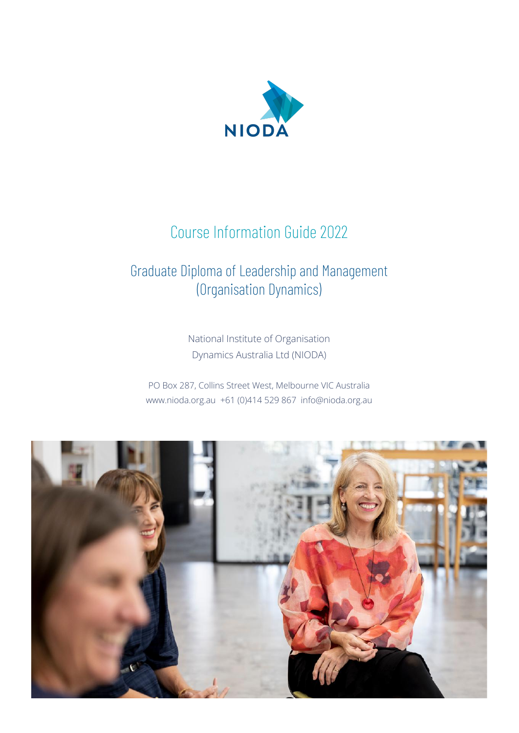NIODA

# Course Information Guide 2022

## Graduate Diploma of Leadership and Management (Organisation Dynamics)

National Institute of Organisation Dynamics Australia Ltd (NIODA)

PO Box 287, Collins Street West, Melbourne VIC Australia
www.nioda.org.au  +61 (0)414 529 867  info@nioda.org.au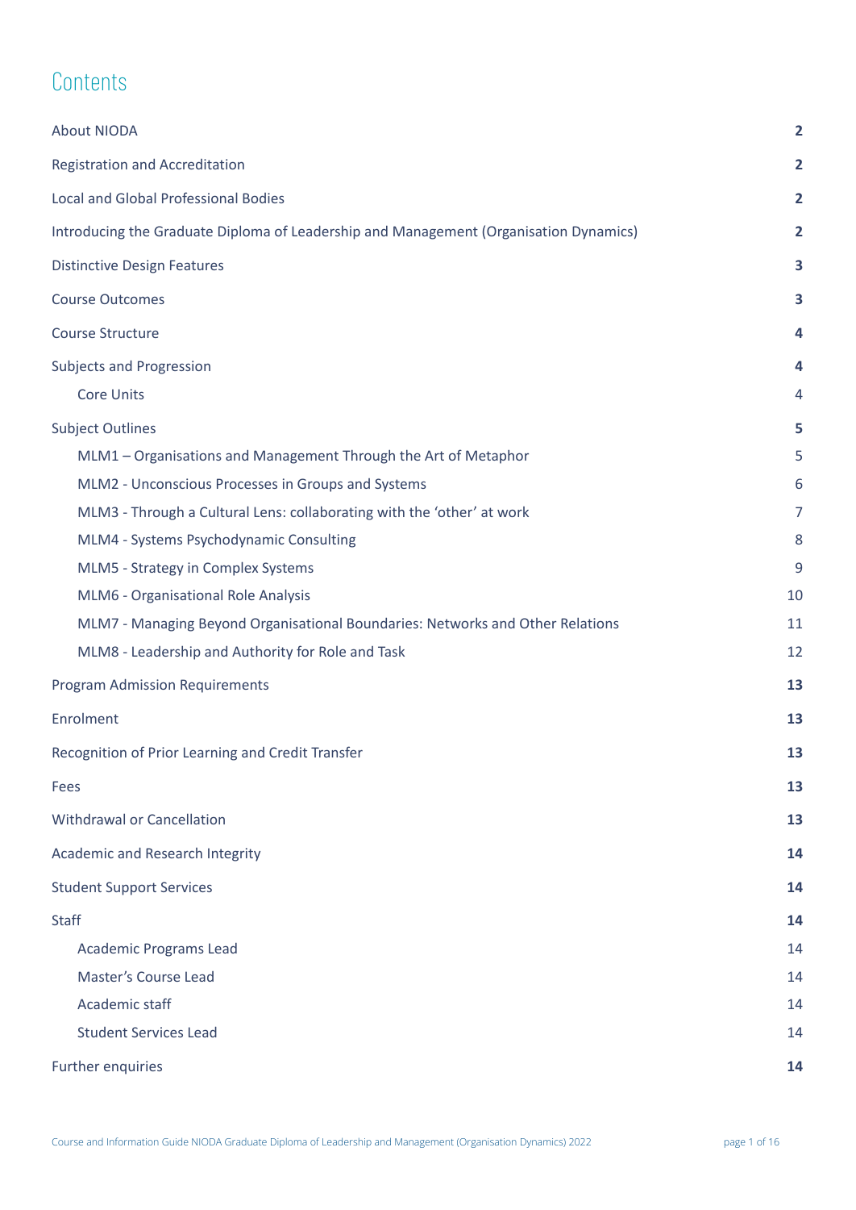# Contents

| | |
|---|---|
| About NIODA | **2** |
| Registration and Accreditation | **2** |
| Local and Global Professional Bodies | **2** |
| Introducing the Graduate Diploma of Leadership and Management (Organisation Dynamics) | **2** |
| Distinctive Design Features | **3** |
| Course Outcomes | **3** |
| Course Structure | **4** |
| Subjects and Progression | **4** |
| &nbsp;&nbsp;&nbsp;&nbsp;Core Units | 4 |
| Subject Outlines | **5** |
| &nbsp;&nbsp;&nbsp;&nbsp;MLM1 – Organisations and Management Through the Art of Metaphor | 5 |
| &nbsp;&nbsp;&nbsp;&nbsp;MLM2 - Unconscious Processes in Groups and Systems | 6 |
| &nbsp;&nbsp;&nbsp;&nbsp;MLM3 - Through a Cultural Lens: collaborating with the 'other' at work | 7 |
| &nbsp;&nbsp;&nbsp;&nbsp;MLM4 - Systems Psychodynamic Consulting | 8 |
| &nbsp;&nbsp;&nbsp;&nbsp;MLM5 - Strategy in Complex Systems | 9 |
| &nbsp;&nbsp;&nbsp;&nbsp;MLM6 - Organisational Role Analysis | 10 |
| &nbsp;&nbsp;&nbsp;&nbsp;MLM7 - Managing Beyond Organisational Boundaries: Networks and Other Relations | 11 |
| &nbsp;&nbsp;&nbsp;&nbsp;MLM8 - Leadership and Authority for Role and Task | 12 |
| Program Admission Requirements | **13** |
| Enrolment | **13** |
| Recognition of Prior Learning and Credit Transfer | **13** |
| Fees | **13** |
| Withdrawal or Cancellation | **13** |
| Academic and Research Integrity | **14** |
| Student Support Services | **14** |
| Staff | **14** |
| &nbsp;&nbsp;&nbsp;&nbsp;Academic Programs Lead | 14 |
| &nbsp;&nbsp;&nbsp;&nbsp;Master's Course Lead | 14 |
| &nbsp;&nbsp;&nbsp;&nbsp;Academic staff | 14 |
| &nbsp;&nbsp;&nbsp;&nbsp;Student Services Lead | 14 |
| Further enquiries | **14** |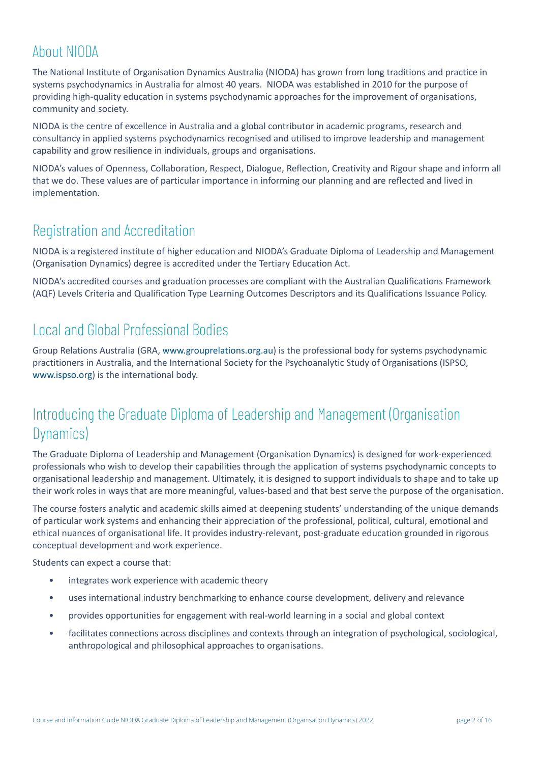## About NIODA

The National Institute of Organisation Dynamics Australia (NIODA) has grown from long traditions and practice in systems psychodynamics in Australia for almost 40 years. NIODA was established in 2010 for the purpose of providing high-quality education in systems psychodynamic approaches for the improvement of organisations, community and society.

NIODA is the centre of excellence in Australia and a global contributor in academic programs, research and consultancy in applied systems psychodynamics recognised and utilised to improve leadership and management capability and grow resilience in individuals, groups and organisations.

NIODA's values of Openness, Collaboration, Respect, Dialogue, Reflection, Creativity and Rigour shape and inform all that we do. These values are of particular importance in informing our planning and are reflected and lived in implementation.

## Registration and Accreditation

NIODA is a registered institute of higher education and NIODA's Graduate Diploma of Leadership and Management (Organisation Dynamics) degree is accredited under the Tertiary Education Act.

NIODA's accredited courses and graduation processes are compliant with the Australian Qualifications Framework (AQF) Levels Criteria and Qualification Type Learning Outcomes Descriptors and its Qualifications Issuance Policy.

## Local and Global Professional Bodies

Group Relations Australia (GRA, www.grouprelations.org.au) is the professional body for systems psychodynamic practitioners in Australia, and the International Society for the Psychoanalytic Study of Organisations (ISPSO, www.ispso.org) is the international body.

## Introducing the Graduate Diploma of Leadership and Management (Organisation Dynamics)

The Graduate Diploma of Leadership and Management (Organisation Dynamics) is designed for work-experienced professionals who wish to develop their capabilities through the application of systems psychodynamic concepts to organisational leadership and management. Ultimately, it is designed to support individuals to shape and to take up their work roles in ways that are more meaningful, values-based and that best serve the purpose of the organisation.

The course fosters analytic and academic skills aimed at deepening students' understanding of the unique demands of particular work systems and enhancing their appreciation of the professional, political, cultural, emotional and ethical nuances of organisational life. It provides industry-relevant, post-graduate education grounded in rigorous conceptual development and work experience.

Students can expect a course that:

- integrates work experience with academic theory
- uses international industry benchmarking to enhance course development, delivery and relevance
- provides opportunities for engagement with real-world learning in a social and global context
- facilitates connections across disciplines and contexts through an integration of psychological, sociological, anthropological and philosophical approaches to organisations.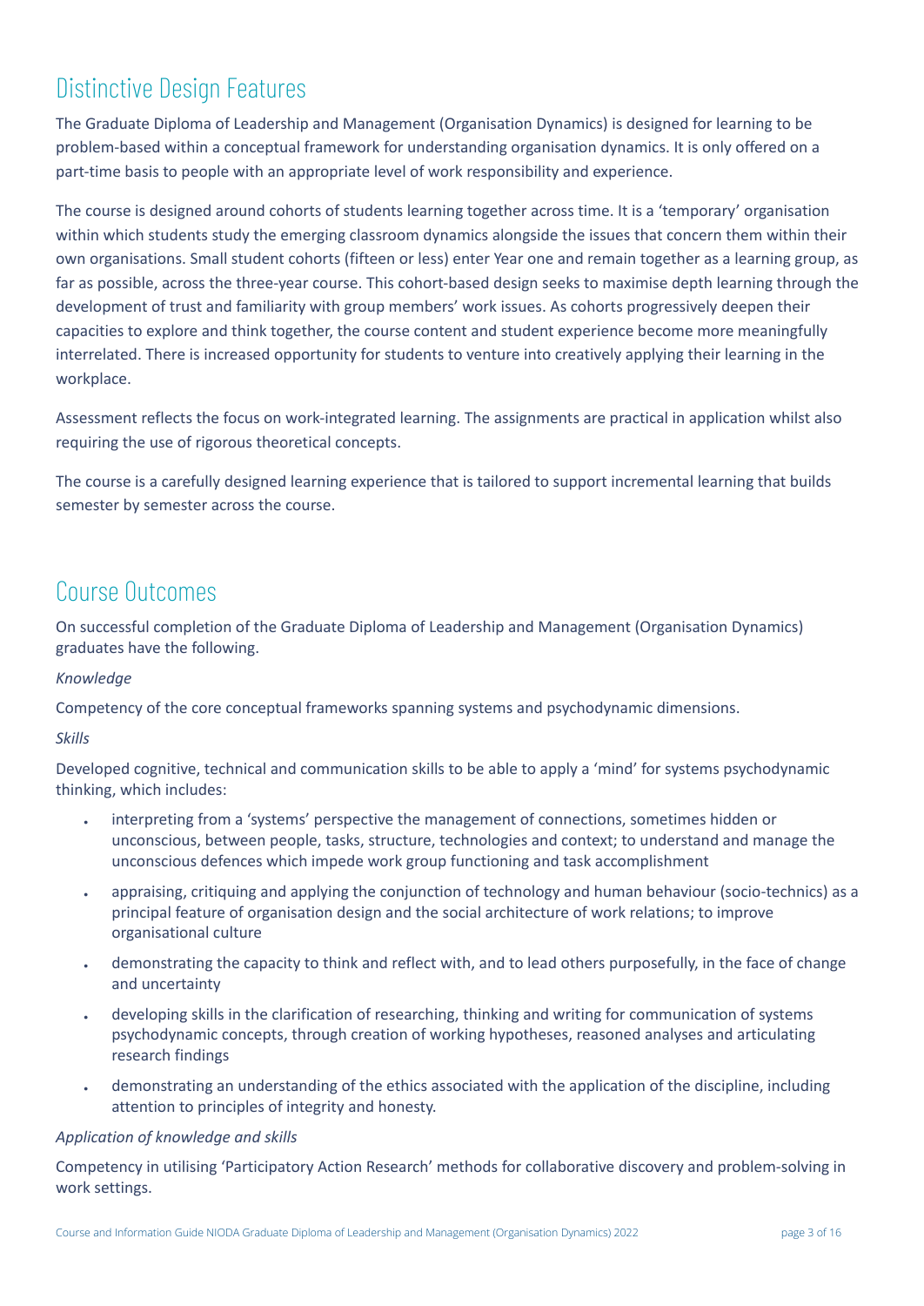## Distinctive Design Features

The Graduate Diploma of Leadership and Management (Organisation Dynamics) is designed for learning to be problem-based within a conceptual framework for understanding organisation dynamics. It is only offered on a part-time basis to people with an appropriate level of work responsibility and experience.

The course is designed around cohorts of students learning together across time. It is a 'temporary' organisation within which students study the emerging classroom dynamics alongside the issues that concern them within their own organisations. Small student cohorts (fifteen or less) enter Year one and remain together as a learning group, as far as possible, across the three-year course. This cohort-based design seeks to maximise depth learning through the development of trust and familiarity with group members' work issues. As cohorts progressively deepen their capacities to explore and think together, the course content and student experience become more meaningfully interrelated. There is increased opportunity for students to venture into creatively applying their learning in the workplace.

Assessment reflects the focus on work-integrated learning. The assignments are practical in application whilst also requiring the use of rigorous theoretical concepts.

The course is a carefully designed learning experience that is tailored to support incremental learning that builds semester by semester across the course.

## Course Outcomes

On successful completion of the Graduate Diploma of Leadership and Management (Organisation Dynamics) graduates have the following.

*Knowledge*

Competency of the core conceptual frameworks spanning systems and psychodynamic dimensions.

*Skills*

Developed cognitive, technical and communication skills to be able to apply a 'mind' for systems psychodynamic thinking, which includes:

- interpreting from a 'systems' perspective the management of connections, sometimes hidden or unconscious, between people, tasks, structure, technologies and context; to understand and manage the unconscious defences which impede work group functioning and task accomplishment
- appraising, critiquing and applying the conjunction of technology and human behaviour (socio-technics) as a principal feature of organisation design and the social architecture of work relations; to improve organisational culture
- demonstrating the capacity to think and reflect with, and to lead others purposefully, in the face of change and uncertainty
- developing skills in the clarification of researching, thinking and writing for communication of systems psychodynamic concepts, through creation of working hypotheses, reasoned analyses and articulating research findings
- demonstrating an understanding of the ethics associated with the application of the discipline, including attention to principles of integrity and honesty.

*Application of knowledge and skills*

Competency in utilising 'Participatory Action Research' methods for collaborative discovery and problem-solving in work settings.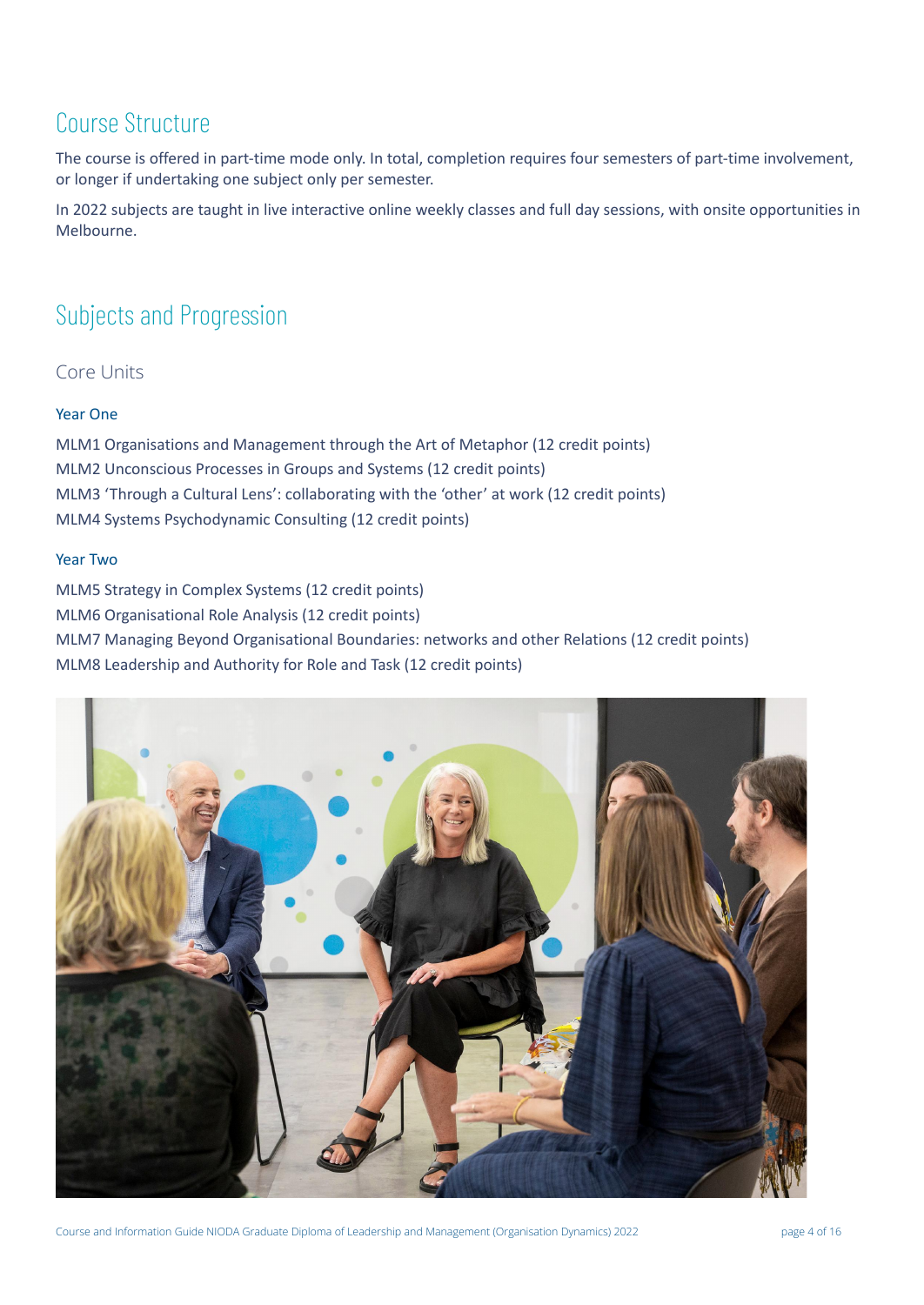## Course Structure

The course is offered in part-time mode only. In total, completion requires four semesters of part-time involvement, or longer if undertaking one subject only per semester.

In 2022 subjects are taught in live interactive online weekly classes and full day sessions, with onsite opportunities in Melbourne.

## Subjects and Progression

### Core Units

#### Year One

MLM1 Organisations and Management through the Art of Metaphor (12 credit points)
MLM2 Unconscious Processes in Groups and Systems (12 credit points)
MLM3 'Through a Cultural Lens': collaborating with the 'other' at work (12 credit points)
MLM4 Systems Psychodynamic Consulting (12 credit points)

#### Year Two

MLM5 Strategy in Complex Systems (12 credit points)
MLM6 Organisational Role Analysis (12 credit points)
MLM7 Managing Beyond Organisational Boundaries: networks and other Relations (12 credit points)
MLM8 Leadership and Authority for Role and Task (12 credit points)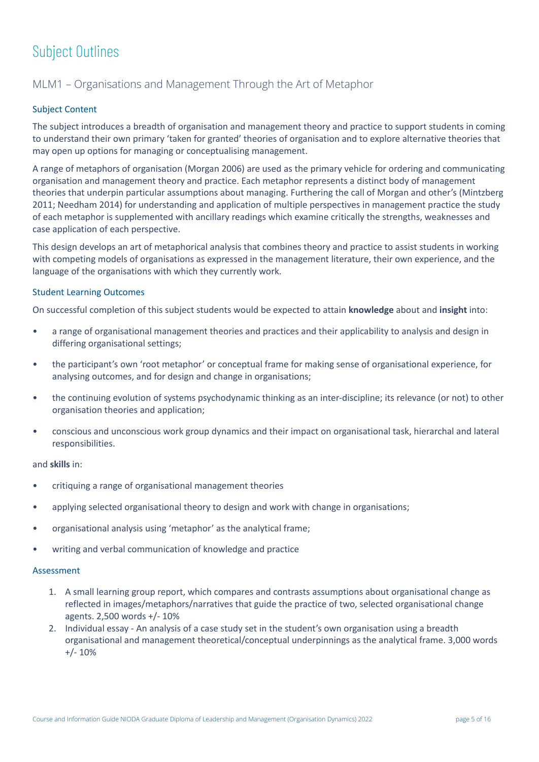# Subject Outlines

## MLM1 – Organisations and Management Through the Art of Metaphor

### Subject Content

The subject introduces a breadth of organisation and management theory and practice to support students in coming to understand their own primary 'taken for granted' theories of organisation and to explore alternative theories that may open up options for managing or conceptualising management.

A range of metaphors of organisation (Morgan 2006) are used as the primary vehicle for ordering and communicating organisation and management theory and practice. Each metaphor represents a distinct body of management theories that underpin particular assumptions about managing. Furthering the call of Morgan and other's (Mintzberg 2011; Needham 2014) for understanding and application of multiple perspectives in management practice the study of each metaphor is supplemented with ancillary readings which examine critically the strengths, weaknesses and case application of each perspective.

This design develops an art of metaphorical analysis that combines theory and practice to assist students in working with competing models of organisations as expressed in the management literature, their own experience, and the language of the organisations with which they currently work.

### Student Learning Outcomes

On successful completion of this subject students would be expected to attain **knowledge** about and **insight** into:

- a range of organisational management theories and practices and their applicability to analysis and design in differing organisational settings;
- the participant's own 'root metaphor' or conceptual frame for making sense of organisational experience, for analysing outcomes, and for design and change in organisations;
- the continuing evolution of systems psychodynamic thinking as an inter-discipline; its relevance (or not) to other organisation theories and application;
- conscious and unconscious work group dynamics and their impact on organisational task, hierarchal and lateral responsibilities.

and **skills** in:

- critiquing a range of organisational management theories
- applying selected organisational theory to design and work with change in organisations;
- organisational analysis using 'metaphor' as the analytical frame;
- writing and verbal communication of knowledge and practice

### Assessment

1. A small learning group report, which compares and contrasts assumptions about organisational change as reflected in images/metaphors/narratives that guide the practice of two, selected organisational change agents. 2,500 words +/- 10%
2. Individual essay - An analysis of a case study set in the student's own organisation using a breadth organisational and management theoretical/conceptual underpinnings as the analytical frame. 3,000 words +/- 10%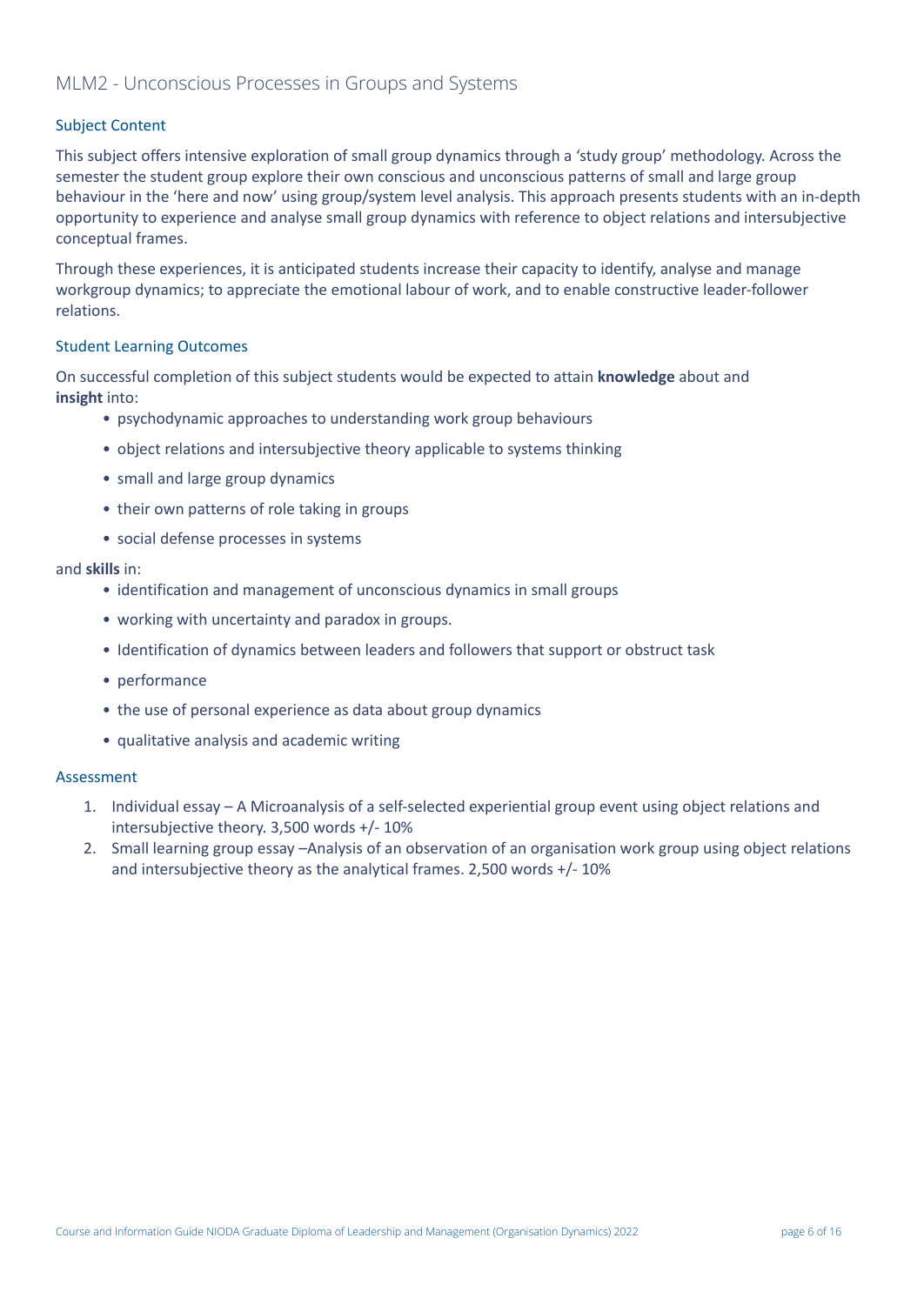## MLM2 - Unconscious Processes in Groups and Systems

### Subject Content

This subject offers intensive exploration of small group dynamics through a 'study group' methodology. Across the semester the student group explore their own conscious and unconscious patterns of small and large group behaviour in the 'here and now' using group/system level analysis. This approach presents students with an in-depth opportunity to experience and analyse small group dynamics with reference to object relations and intersubjective conceptual frames.

Through these experiences, it is anticipated students increase their capacity to identify, analyse and manage workgroup dynamics; to appreciate the emotional labour of work, and to enable constructive leader-follower relations.

### Student Learning Outcomes

On successful completion of this subject students would be expected to attain **knowledge** about and **insight** into:

- psychodynamic approaches to understanding work group behaviours
- object relations and intersubjective theory applicable to systems thinking
- small and large group dynamics
- their own patterns of role taking in groups
- social defense processes in systems

and **skills** in:

- identification and management of unconscious dynamics in small groups
- working with uncertainty and paradox in groups.
- Identification of dynamics between leaders and followers that support or obstruct task
- performance
- the use of personal experience as data about group dynamics
- qualitative analysis and academic writing

### Assessment

1. Individual essay – A Microanalysis of a self-selected experiential group event using object relations and intersubjective theory. 3,500 words +/- 10%
2. Small learning group essay –Analysis of an observation of an organisation work group using object relations and intersubjective theory as the analytical frames. 2,500 words +/- 10%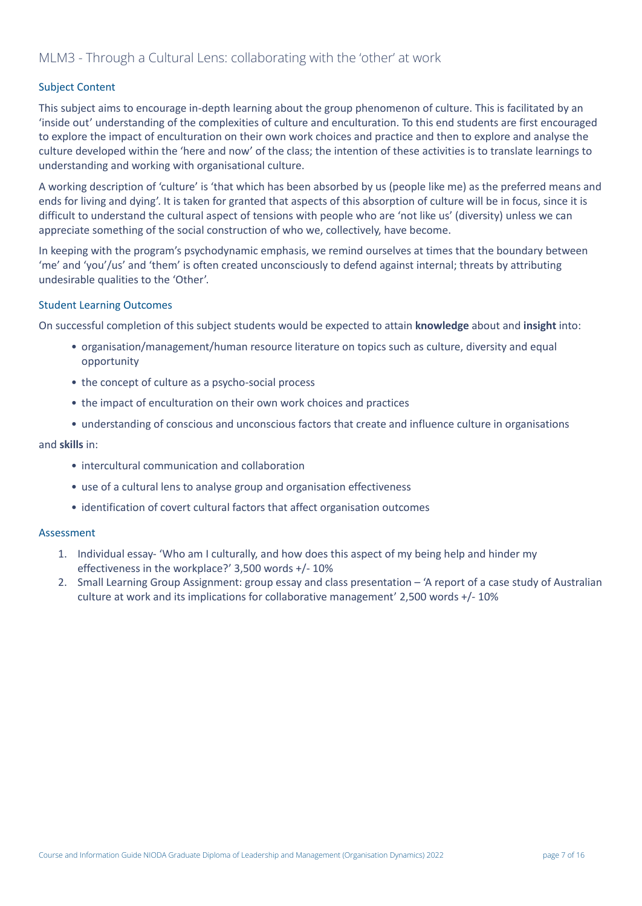## MLM3 - Through a Cultural Lens: collaborating with the 'other' at work

### Subject Content

This subject aims to encourage in-depth learning about the group phenomenon of culture. This is facilitated by an 'inside out' understanding of the complexities of culture and enculturation. To this end students are first encouraged to explore the impact of enculturation on their own work choices and practice and then to explore and analyse the culture developed within the 'here and now' of the class; the intention of these activities is to translate learnings to understanding and working with organisational culture.

A working description of 'culture' is 'that which has been absorbed by us (people like me) as the preferred means and ends for living and dying'. It is taken for granted that aspects of this absorption of culture will be in focus, since it is difficult to understand the cultural aspect of tensions with people who are 'not like us' (diversity) unless we can appreciate something of the social construction of who we, collectively, have become.

In keeping with the program's psychodynamic emphasis, we remind ourselves at times that the boundary between 'me' and 'you'/'us' and 'them' is often created unconsciously to defend against internal; threats by attributing undesirable qualities to the 'Other'.

### Student Learning Outcomes

On successful completion of this subject students would be expected to attain **knowledge** about and **insight** into:

- organisation/management/human resource literature on topics such as culture, diversity and equal opportunity
- the concept of culture as a psycho-social process
- the impact of enculturation on their own work choices and practices
- understanding of conscious and unconscious factors that create and influence culture in organisations

and **skills** in:

- intercultural communication and collaboration
- use of a cultural lens to analyse group and organisation effectiveness
- identification of covert cultural factors that affect organisation outcomes

### Assessment

1. Individual essay- 'Who am I culturally, and how does this aspect of my being help and hinder my effectiveness in the workplace?' 3,500 words +/- 10%
2. Small Learning Group Assignment: group essay and class presentation – 'A report of a case study of Australian culture at work and its implications for collaborative management' 2,500 words +/- 10%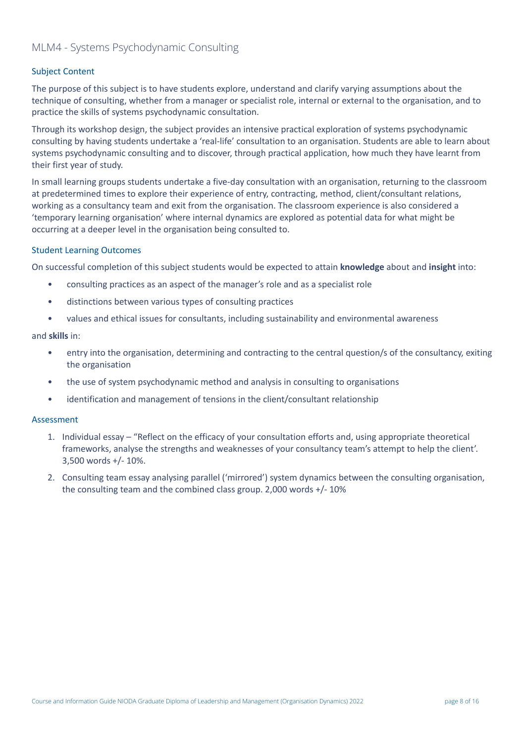## MLM4 - Systems Psychodynamic Consulting

### Subject Content

The purpose of this subject is to have students explore, understand and clarify varying assumptions about the technique of consulting, whether from a manager or specialist role, internal or external to the organisation, and to practice the skills of systems psychodynamic consultation.

Through its workshop design, the subject provides an intensive practical exploration of systems psychodynamic consulting by having students undertake a 'real-life' consultation to an organisation. Students are able to learn about systems psychodynamic consulting and to discover, through practical application, how much they have learnt from their first year of study.

In small learning groups students undertake a five-day consultation with an organisation, returning to the classroom at predetermined times to explore their experience of entry, contracting, method, client/consultant relations, working as a consultancy team and exit from the organisation. The classroom experience is also considered a 'temporary learning organisation' where internal dynamics are explored as potential data for what might be occurring at a deeper level in the organisation being consulted to.

### Student Learning Outcomes

On successful completion of this subject students would be expected to attain **knowledge** about and **insight** into:

- consulting practices as an aspect of the manager's role and as a specialist role
- distinctions between various types of consulting practices
- values and ethical issues for consultants, including sustainability and environmental awareness

and **skills** in:

- entry into the organisation, determining and contracting to the central question/s of the consultancy, exiting the organisation
- the use of system psychodynamic method and analysis in consulting to organisations
- identification and management of tensions in the client/consultant relationship

### Assessment

1. Individual essay – "Reflect on the efficacy of your consultation efforts and, using appropriate theoretical frameworks, analyse the strengths and weaknesses of your consultancy team's attempt to help the client'. 3,500 words +/- 10%.
2. Consulting team essay analysing parallel ('mirrored') system dynamics between the consulting organisation, the consulting team and the combined class group. 2,000 words +/- 10%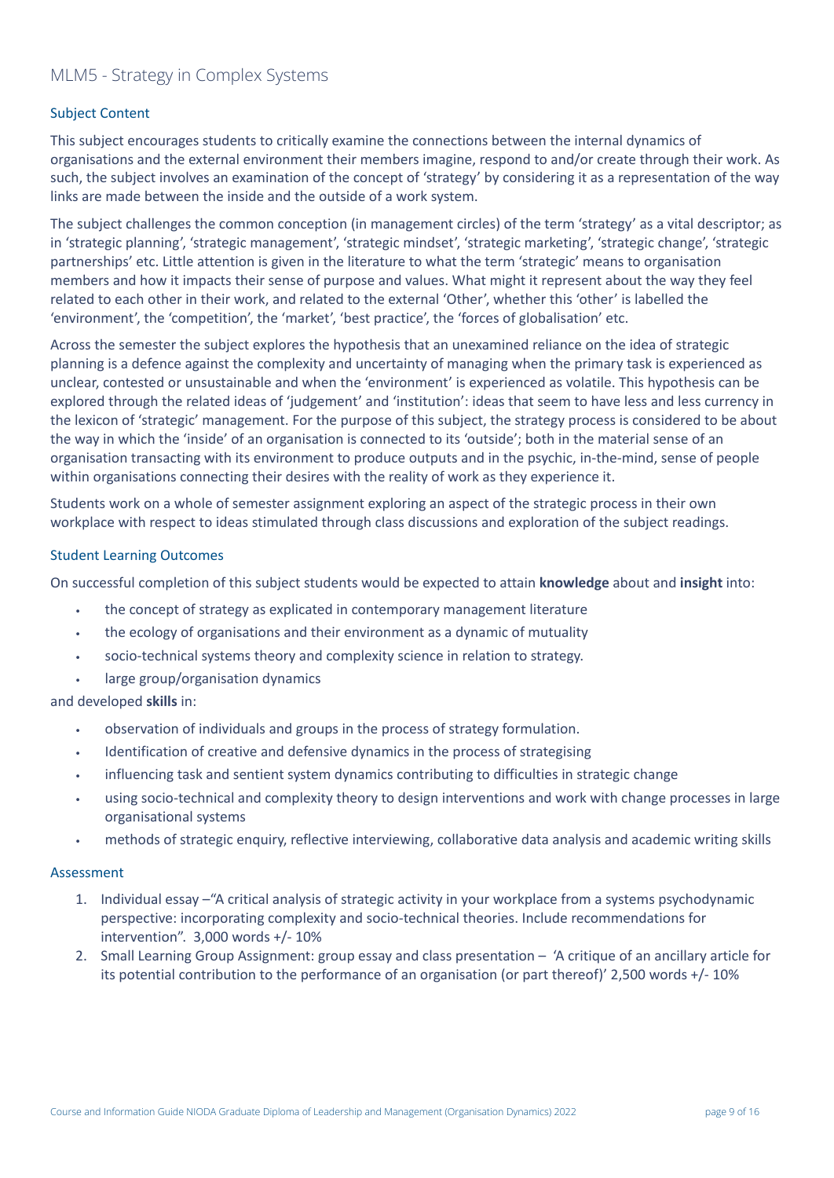## MLM5 - Strategy in Complex Systems

### Subject Content

This subject encourages students to critically examine the connections between the internal dynamics of organisations and the external environment their members imagine, respond to and/or create through their work. As such, the subject involves an examination of the concept of 'strategy' by considering it as a representation of the way links are made between the inside and the outside of a work system.

The subject challenges the common conception (in management circles) of the term 'strategy' as a vital descriptor; as in 'strategic planning', 'strategic management', 'strategic mindset', 'strategic marketing', 'strategic change', 'strategic partnerships' etc. Little attention is given in the literature to what the term 'strategic' means to organisation members and how it impacts their sense of purpose and values. What might it represent about the way they feel related to each other in their work, and related to the external 'Other', whether this 'other' is labelled the 'environment', the 'competition', the 'market', 'best practice', the 'forces of globalisation' etc.

Across the semester the subject explores the hypothesis that an unexamined reliance on the idea of strategic planning is a defence against the complexity and uncertainty of managing when the primary task is experienced as unclear, contested or unsustainable and when the 'environment' is experienced as volatile. This hypothesis can be explored through the related ideas of 'judgement' and 'institution': ideas that seem to have less and less currency in the lexicon of 'strategic' management. For the purpose of this subject, the strategy process is considered to be about the way in which the 'inside' of an organisation is connected to its 'outside'; both in the material sense of an organisation transacting with its environment to produce outputs and in the psychic, in-the-mind, sense of people within organisations connecting their desires with the reality of work as they experience it.

Students work on a whole of semester assignment exploring an aspect of the strategic process in their own workplace with respect to ideas stimulated through class discussions and exploration of the subject readings.

### Student Learning Outcomes

On successful completion of this subject students would be expected to attain **knowledge** about and **insight** into:

- the concept of strategy as explicated in contemporary management literature
- the ecology of organisations and their environment as a dynamic of mutuality
- socio-technical systems theory and complexity science in relation to strategy.
- large group/organisation dynamics

and developed **skills** in:

- observation of individuals and groups in the process of strategy formulation.
- Identification of creative and defensive dynamics in the process of strategising
- influencing task and sentient system dynamics contributing to difficulties in strategic change
- using socio-technical and complexity theory to design interventions and work with change processes in large organisational systems
- methods of strategic enquiry, reflective interviewing, collaborative data analysis and academic writing skills

### Assessment

1. Individual essay –"A critical analysis of strategic activity in your workplace from a systems psychodynamic perspective: incorporating complexity and socio-technical theories. Include recommendations for intervention". 3,000 words +/- 10%
2. Small Learning Group Assignment: group essay and class presentation – 'A critique of an ancillary article for its potential contribution to the performance of an organisation (or part thereof)' 2,500 words +/- 10%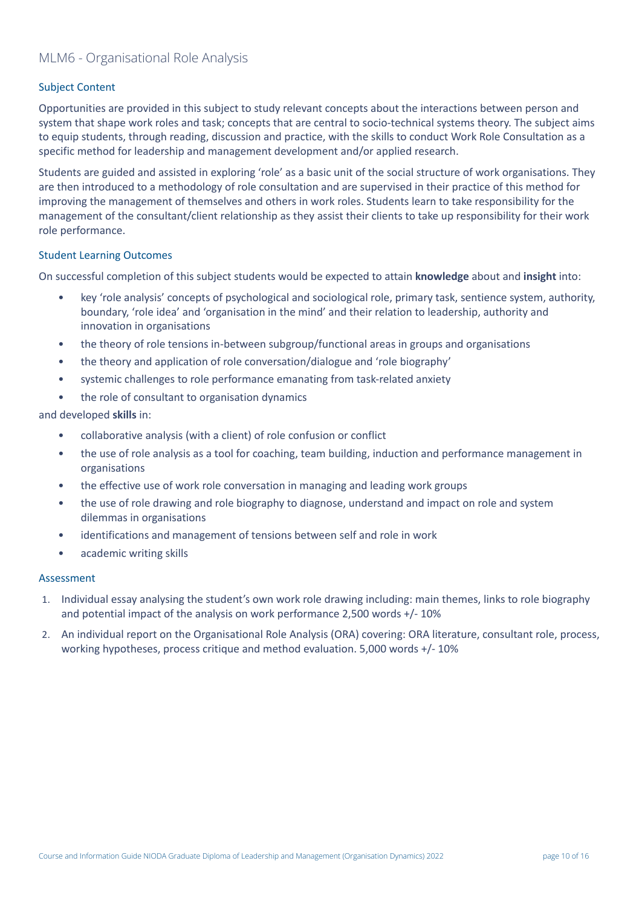## MLM6 - Organisational Role Analysis

### Subject Content

Opportunities are provided in this subject to study relevant concepts about the interactions between person and system that shape work roles and task; concepts that are central to socio-technical systems theory. The subject aims to equip students, through reading, discussion and practice, with the skills to conduct Work Role Consultation as a specific method for leadership and management development and/or applied research.

Students are guided and assisted in exploring 'role' as a basic unit of the social structure of work organisations. They are then introduced to a methodology of role consultation and are supervised in their practice of this method for improving the management of themselves and others in work roles. Students learn to take responsibility for the management of the consultant/client relationship as they assist their clients to take up responsibility for their work role performance.

### Student Learning Outcomes

On successful completion of this subject students would be expected to attain **knowledge** about and **insight** into:

- key 'role analysis' concepts of psychological and sociological role, primary task, sentience system, authority, boundary, 'role idea' and 'organisation in the mind' and their relation to leadership, authority and innovation in organisations
- the theory of role tensions in-between subgroup/functional areas in groups and organisations
- the theory and application of role conversation/dialogue and 'role biography'
- systemic challenges to role performance emanating from task-related anxiety
- the role of consultant to organisation dynamics

and developed **skills** in:

- collaborative analysis (with a client) of role confusion or conflict
- the use of role analysis as a tool for coaching, team building, induction and performance management in organisations
- the effective use of work role conversation in managing and leading work groups
- the use of role drawing and role biography to diagnose, understand and impact on role and system dilemmas in organisations
- identifications and management of tensions between self and role in work
- academic writing skills

### Assessment

1. Individual essay analysing the student's own work role drawing including: main themes, links to role biography and potential impact of the analysis on work performance 2,500 words +/- 10%
2. An individual report on the Organisational Role Analysis (ORA) covering: ORA literature, consultant role, process, working hypotheses, process critique and method evaluation. 5,000 words +/- 10%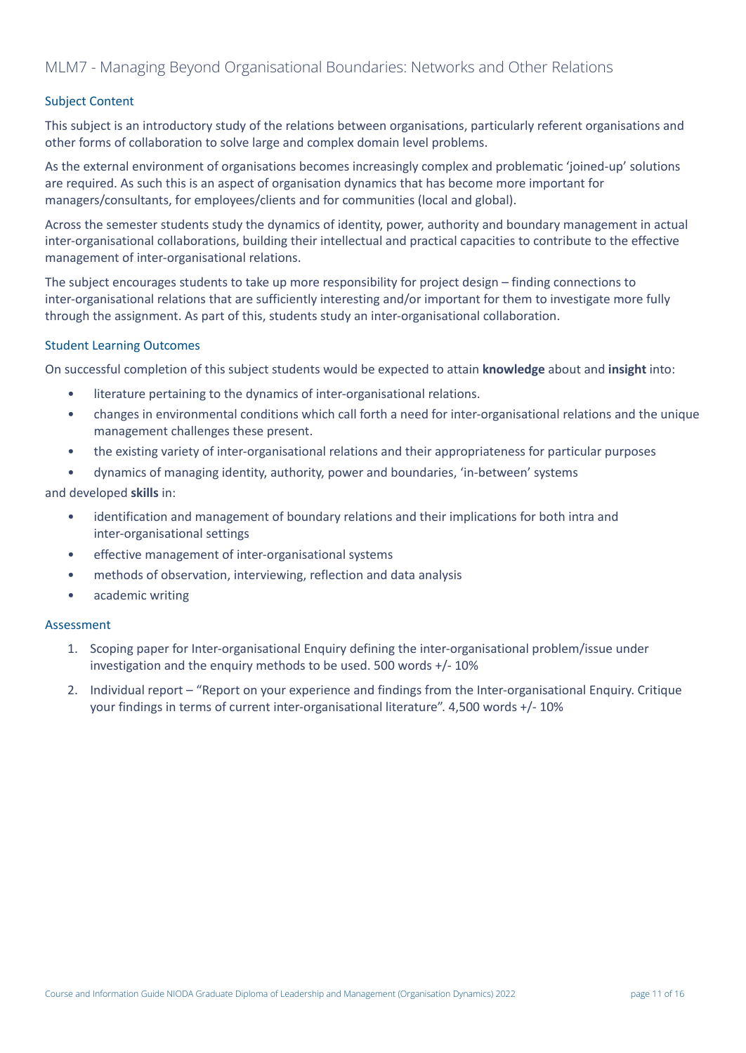## MLM7 - Managing Beyond Organisational Boundaries: Networks and Other Relations

### Subject Content

This subject is an introductory study of the relations between organisations, particularly referent organisations and other forms of collaboration to solve large and complex domain level problems.

As the external environment of organisations becomes increasingly complex and problematic 'joined-up' solutions are required. As such this is an aspect of organisation dynamics that has become more important for managers/consultants, for employees/clients and for communities (local and global).

Across the semester students study the dynamics of identity, power, authority and boundary management in actual inter-organisational collaborations, building their intellectual and practical capacities to contribute to the effective management of inter-organisational relations.

The subject encourages students to take up more responsibility for project design – finding connections to inter-organisational relations that are sufficiently interesting and/or important for them to investigate more fully through the assignment. As part of this, students study an inter-organisational collaboration.

### Student Learning Outcomes

On successful completion of this subject students would be expected to attain **knowledge** about and **insight** into:

- literature pertaining to the dynamics of inter-organisational relations.
- changes in environmental conditions which call forth a need for inter-organisational relations and the unique management challenges these present.
- the existing variety of inter-organisational relations and their appropriateness for particular purposes
- dynamics of managing identity, authority, power and boundaries, 'in-between' systems

and developed **skills** in:

- identification and management of boundary relations and their implications for both intra and inter-organisational settings
- effective management of inter-organisational systems
- methods of observation, interviewing, reflection and data analysis
- academic writing

### Assessment

1. Scoping paper for Inter-organisational Enquiry defining the inter-organisational problem/issue under investigation and the enquiry methods to be used. 500 words +/- 10%
2. Individual report – "Report on your experience and findings from the Inter-organisational Enquiry. Critique your findings in terms of current inter-organisational literature". 4,500 words +/- 10%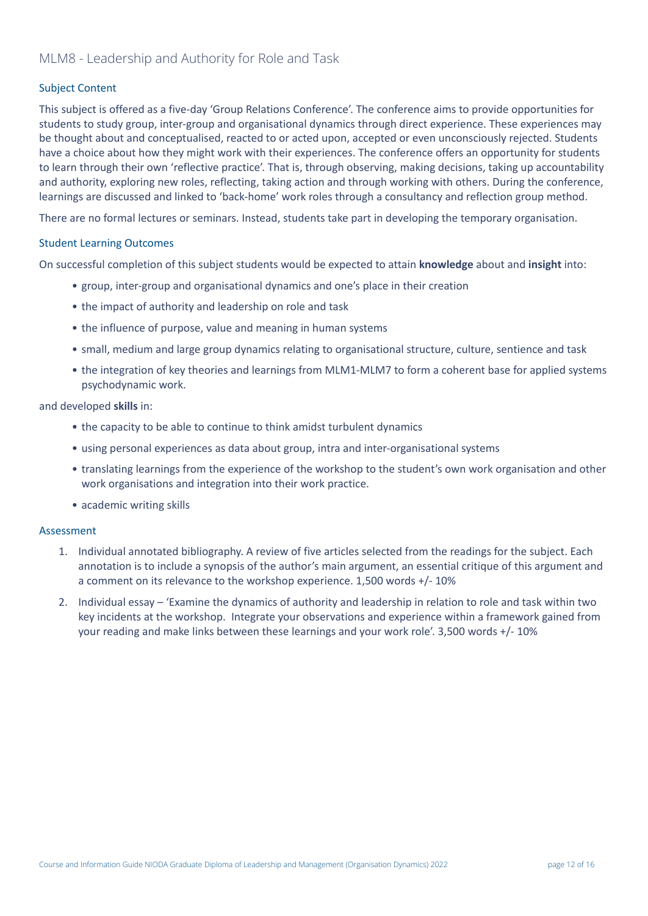## MLM8 - Leadership and Authority for Role and Task

### Subject Content

This subject is offered as a five-day 'Group Relations Conference'. The conference aims to provide opportunities for students to study group, inter-group and organisational dynamics through direct experience. These experiences may be thought about and conceptualised, reacted to or acted upon, accepted or even unconsciously rejected. Students have a choice about how they might work with their experiences. The conference offers an opportunity for students to learn through their own 'reflective practice'. That is, through observing, making decisions, taking up accountability and authority, exploring new roles, reflecting, taking action and through working with others. During the conference, learnings are discussed and linked to 'back-home' work roles through a consultancy and reflection group method.

There are no formal lectures or seminars. Instead, students take part in developing the temporary organisation.

### Student Learning Outcomes

On successful completion of this subject students would be expected to attain **knowledge** about and **insight** into:

- group, inter-group and organisational dynamics and one's place in their creation
- the impact of authority and leadership on role and task
- the influence of purpose, value and meaning in human systems
- small, medium and large group dynamics relating to organisational structure, culture, sentience and task
- the integration of key theories and learnings from MLM1-MLM7 to form a coherent base for applied systems psychodynamic work.

and developed **skills** in:

- the capacity to be able to continue to think amidst turbulent dynamics
- using personal experiences as data about group, intra and inter-organisational systems
- translating learnings from the experience of the workshop to the student's own work organisation and other work organisations and integration into their work practice.
- academic writing skills

### Assessment

1. Individual annotated bibliography. A review of five articles selected from the readings for the subject. Each annotation is to include a synopsis of the author's main argument, an essential critique of this argument and a comment on its relevance to the workshop experience. 1,500 words +/- 10%
2. Individual essay – 'Examine the dynamics of authority and leadership in relation to role and task within two key incidents at the workshop. Integrate your observations and experience within a framework gained from your reading and make links between these learnings and your work role'. 3,500 words +/- 10%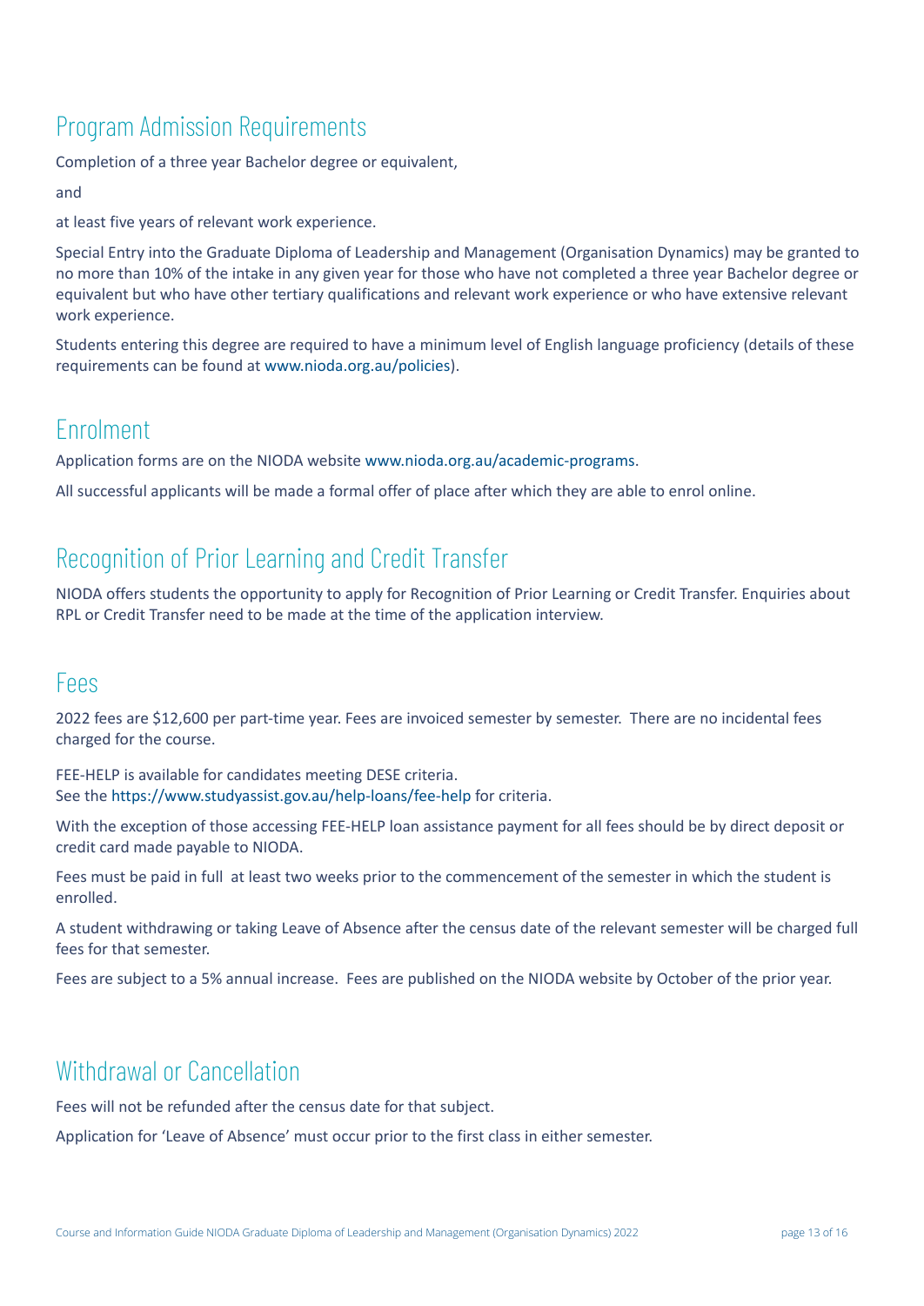## Program Admission Requirements

Completion of a three year Bachelor degree or equivalent,

and

at least five years of relevant work experience.

Special Entry into the Graduate Diploma of Leadership and Management (Organisation Dynamics) may be granted to no more than 10% of the intake in any given year for those who have not completed a three year Bachelor degree or equivalent but who have other tertiary qualifications and relevant work experience or who have extensive relevant work experience.

Students entering this degree are required to have a minimum level of English language proficiency (details of these requirements can be found at www.nioda.org.au/policies).

## Enrolment

Application forms are on the NIODA website www.nioda.org.au/academic-programs.

All successful applicants will be made a formal offer of place after which they are able to enrol online.

## Recognition of Prior Learning and Credit Transfer

NIODA offers students the opportunity to apply for Recognition of Prior Learning or Credit Transfer. Enquiries about RPL or Credit Transfer need to be made at the time of the application interview.

## Fees

2022 fees are $12,600 per part-time year. Fees are invoiced semester by semester. There are no incidental fees charged for the course.

FEE-HELP is available for candidates meeting DESE criteria.
See the https://www.studyassist.gov.au/help-loans/fee-help for criteria.

With the exception of those accessing FEE-HELP loan assistance payment for all fees should be by direct deposit or credit card made payable to NIODA.

Fees must be paid in full at least two weeks prior to the commencement of the semester in which the student is enrolled.

A student withdrawing or taking Leave of Absence after the census date of the relevant semester will be charged full fees for that semester.

Fees are subject to a 5% annual increase. Fees are published on the NIODA website by October of the prior year.

## Withdrawal or Cancellation

Fees will not be refunded after the census date for that subject.

Application for 'Leave of Absence' must occur prior to the first class in either semester.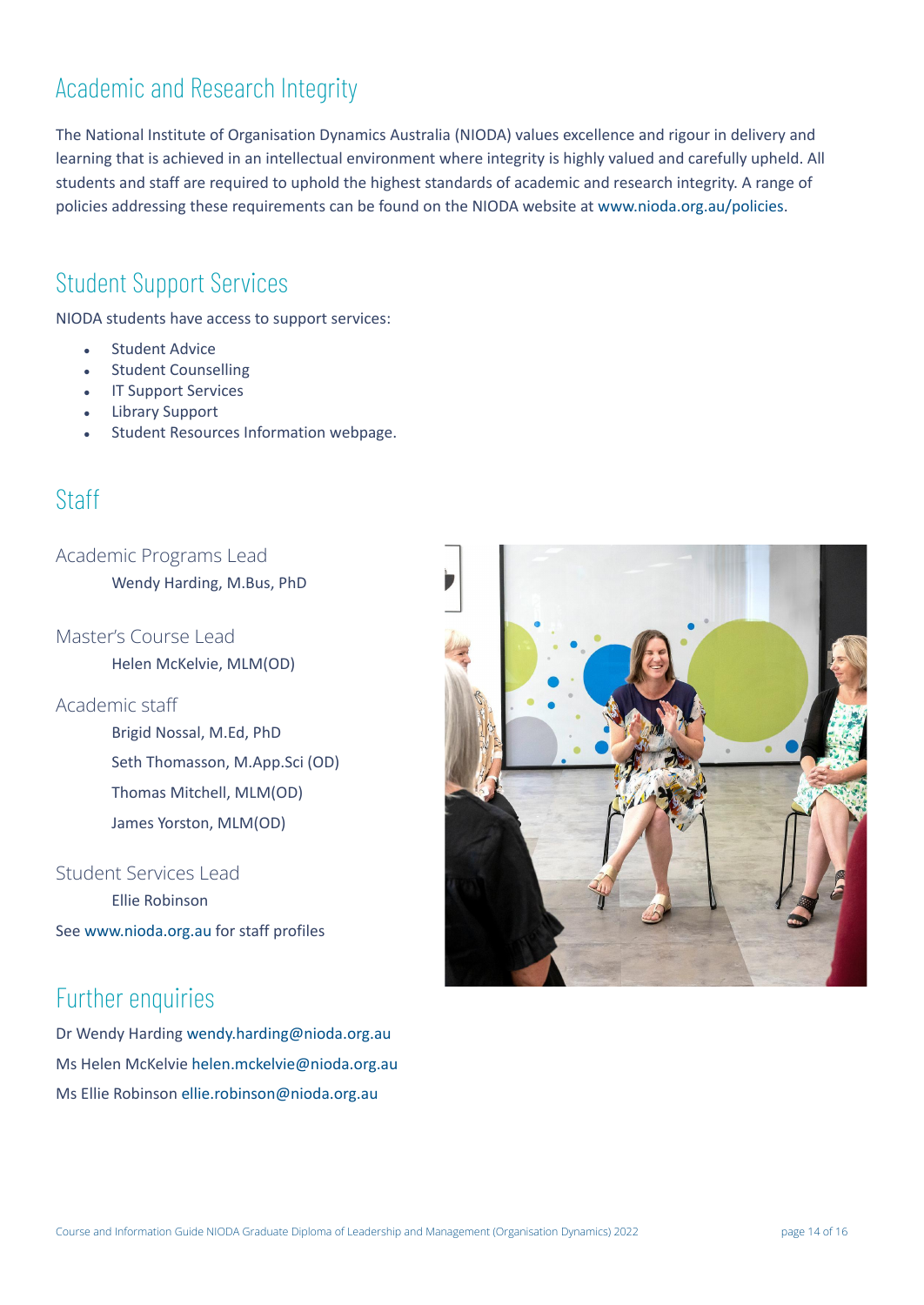## Academic and Research Integrity

The National Institute of Organisation Dynamics Australia (NIODA) values excellence and rigour in delivery and learning that is achieved in an intellectual environment where integrity is highly valued and carefully upheld. All students and staff are required to uphold the highest standards of academic and research integrity. A range of policies addressing these requirements can be found on the NIODA website at www.nioda.org.au/policies.

## Student Support Services

NIODA students have access to support services:

- Student Advice
- Student Counselling
- IT Support Services
- Library Support
- Student Resources Information webpage.

## Staff

### Academic Programs Lead

Wendy Harding, M.Bus, PhD

### Master's Course Lead

Helen McKelvie, MLM(OD)

### Academic staff

Brigid Nossal, M.Ed, PhD

Seth Thomasson, M.App.Sci (OD)

Thomas Mitchell, MLM(OD)

James Yorston, MLM(OD)

### Student Services Lead

Ellie Robinson

See www.nioda.org.au for staff profiles

## Further enquiries

Dr Wendy Harding wendy.harding@nioda.org.au

Ms Helen McKelvie helen.mckelvie@nioda.org.au

Ms Ellie Robinson ellie.robinson@nioda.org.au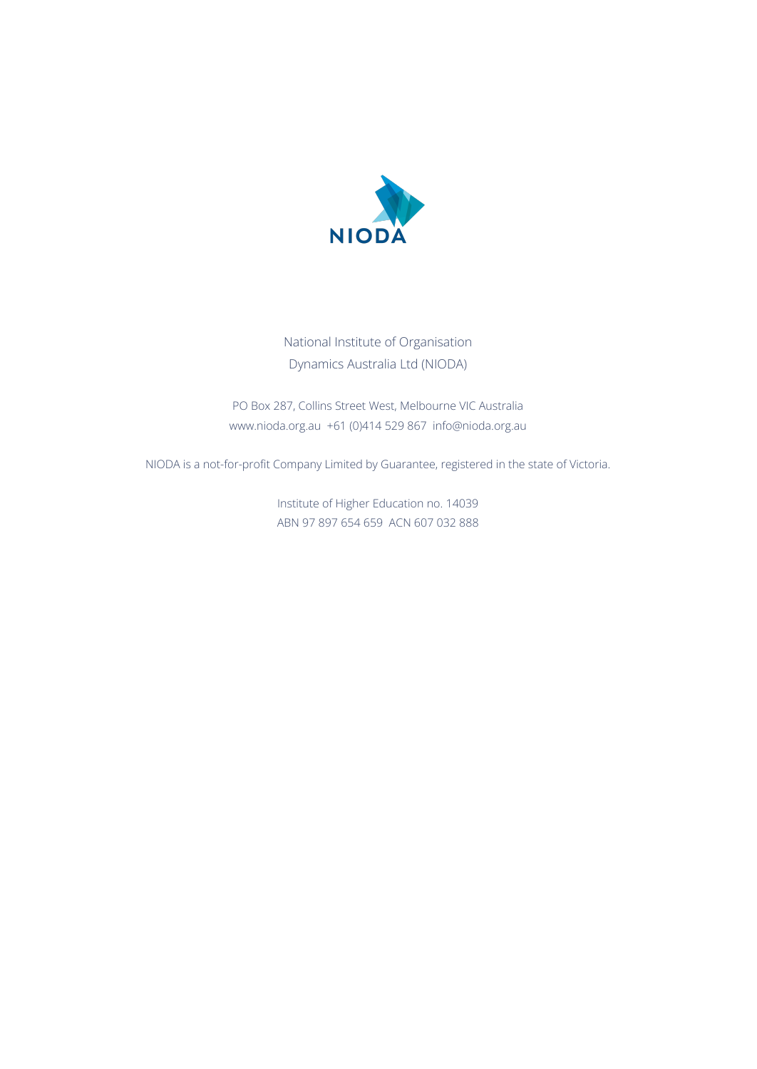NIODA

National Institute of Organisation
Dynamics Australia Ltd (NIODA)

PO Box 287, Collins Street West, Melbourne VIC Australia
www.nioda.org.au  +61 (0)414 529 867  info@nioda.org.au

NIODA is a not-for-profit Company Limited by Guarantee, registered in the state of Victoria.

Institute of Higher Education no. 14039
ABN 97 897 654 659  ACN 607 032 888